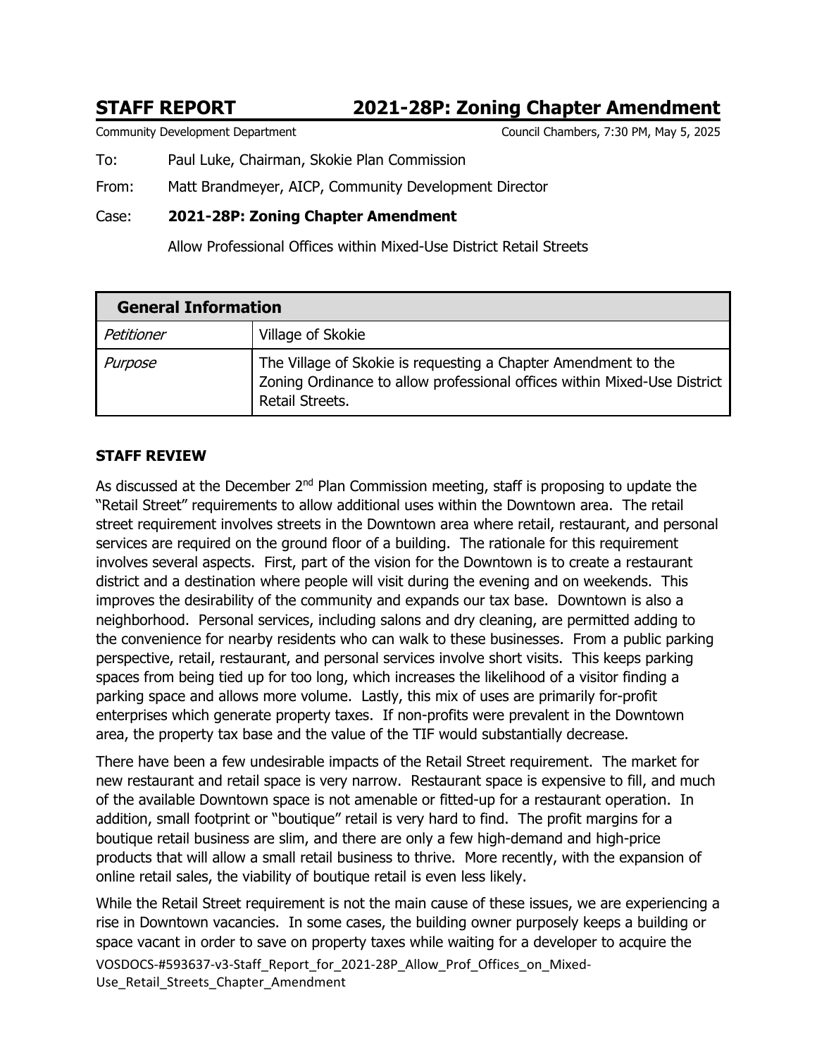# STAFF REPORT 2021-28P: Zoning Chapter Amendment

Community Development Department Council Chambers, 7:30 PM, May 5, 2025

To: Paul Luke, Chairman, Skokie Plan Commission

From: Matt Brandmeyer, AICP, Community Development Director

Case: **2021-28P: Zoning Chapter Amendment**

Allow Professional Offices within Mixed-Use District Retail Streets

| General Information | |
|---|---|
| *Petitioner* | Village of Skokie |
| *Purpose* | The Village of Skokie is requesting a Chapter Amendment to the Zoning Ordinance to allow professional offices within Mixed-Use District Retail Streets. |

**STAFF REVIEW**

As discussed at the December 2nd Plan Commission meeting, staff is proposing to update the "Retail Street" requirements to allow additional uses within the Downtown area. The retail street requirement involves streets in the Downtown area where retail, restaurant, and personal services are required on the ground floor of a building. The rationale for this requirement involves several aspects. First, part of the vision for the Downtown is to create a restaurant district and a destination where people will visit during the evening and on weekends. This improves the desirability of the community and expands our tax base. Downtown is also a neighborhood. Personal services, including salons and dry cleaning, are permitted adding to the convenience for nearby residents who can walk to these businesses. From a public parking perspective, retail, restaurant, and personal services involve short visits. This keeps parking spaces from being tied up for too long, which increases the likelihood of a visitor finding a parking space and allows more volume. Lastly, this mix of uses are primarily for-profit enterprises which generate property taxes. If non-profits were prevalent in the Downtown area, the property tax base and the value of the TIF would substantially decrease.

There have been a few undesirable impacts of the Retail Street requirement. The market for new restaurant and retail space is very narrow. Restaurant space is expensive to fill, and much of the available Downtown space is not amenable or fitted-up for a restaurant operation. In addition, small footprint or "boutique" retail is very hard to find. The profit margins for a boutique retail business are slim, and there are only a few high-demand and high-price products that will allow a small retail business to thrive. More recently, with the expansion of online retail sales, the viability of boutique retail is even less likely.

While the Retail Street requirement is not the main cause of these issues, we are experiencing a rise in Downtown vacancies. In some cases, the building owner purposely keeps a building or space vacant in order to save on property taxes while waiting for a developer to acquire the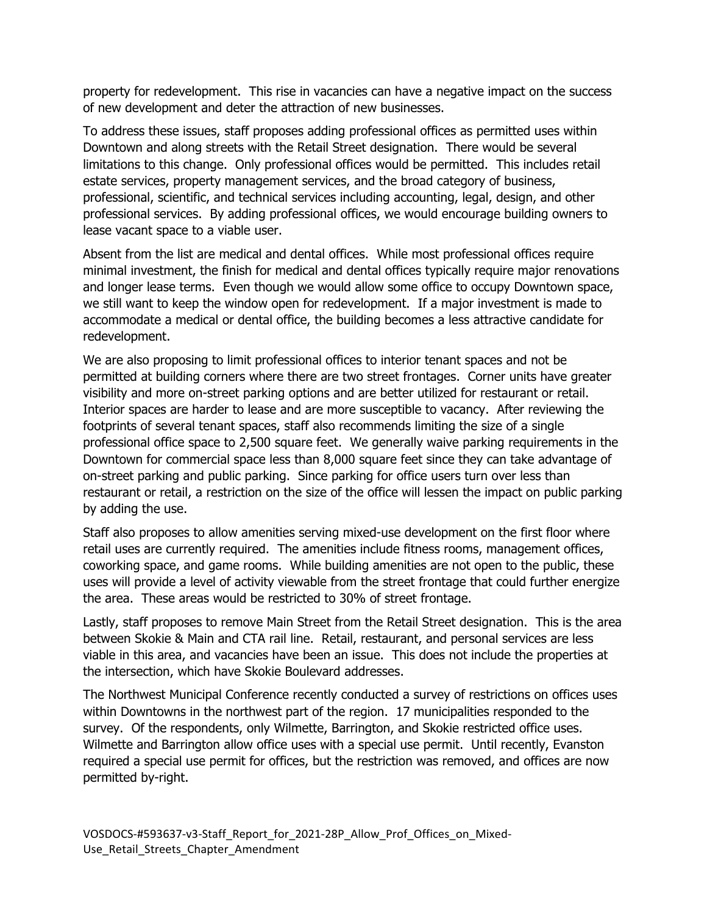property for redevelopment. This rise in vacancies can have a negative impact on the success of new development and deter the attraction of new businesses.

To address these issues, staff proposes adding professional offices as permitted uses within Downtown and along streets with the Retail Street designation. There would be several limitations to this change. Only professional offices would be permitted. This includes retail estate services, property management services, and the broad category of business, professional, scientific, and technical services including accounting, legal, design, and other professional services. By adding professional offices, we would encourage building owners to lease vacant space to a viable user.

Absent from the list are medical and dental offices. While most professional offices require minimal investment, the finish for medical and dental offices typically require major renovations and longer lease terms. Even though we would allow some office to occupy Downtown space, we still want to keep the window open for redevelopment. If a major investment is made to accommodate a medical or dental office, the building becomes a less attractive candidate for redevelopment.

We are also proposing to limit professional offices to interior tenant spaces and not be permitted at building corners where there are two street frontages. Corner units have greater visibility and more on-street parking options and are better utilized for restaurant or retail. Interior spaces are harder to lease and are more susceptible to vacancy. After reviewing the footprints of several tenant spaces, staff also recommends limiting the size of a single professional office space to 2,500 square feet. We generally waive parking requirements in the Downtown for commercial space less than 8,000 square feet since they can take advantage of on-street parking and public parking. Since parking for office users turn over less than restaurant or retail, a restriction on the size of the office will lessen the impact on public parking by adding the use.

Staff also proposes to allow amenities serving mixed-use development on the first floor where retail uses are currently required. The amenities include fitness rooms, management offices, coworking space, and game rooms. While building amenities are not open to the public, these uses will provide a level of activity viewable from the street frontage that could further energize the area. These areas would be restricted to 30% of street frontage.

Lastly, staff proposes to remove Main Street from the Retail Street designation. This is the area between Skokie & Main and CTA rail line. Retail, restaurant, and personal services are less viable in this area, and vacancies have been an issue. This does not include the properties at the intersection, which have Skokie Boulevard addresses.

The Northwest Municipal Conference recently conducted a survey of restrictions on offices uses within Downtowns in the northwest part of the region. 17 municipalities responded to the survey. Of the respondents, only Wilmette, Barrington, and Skokie restricted office uses. Wilmette and Barrington allow office uses with a special use permit. Until recently, Evanston required a special use permit for offices, but the restriction was removed, and offices are now permitted by-right.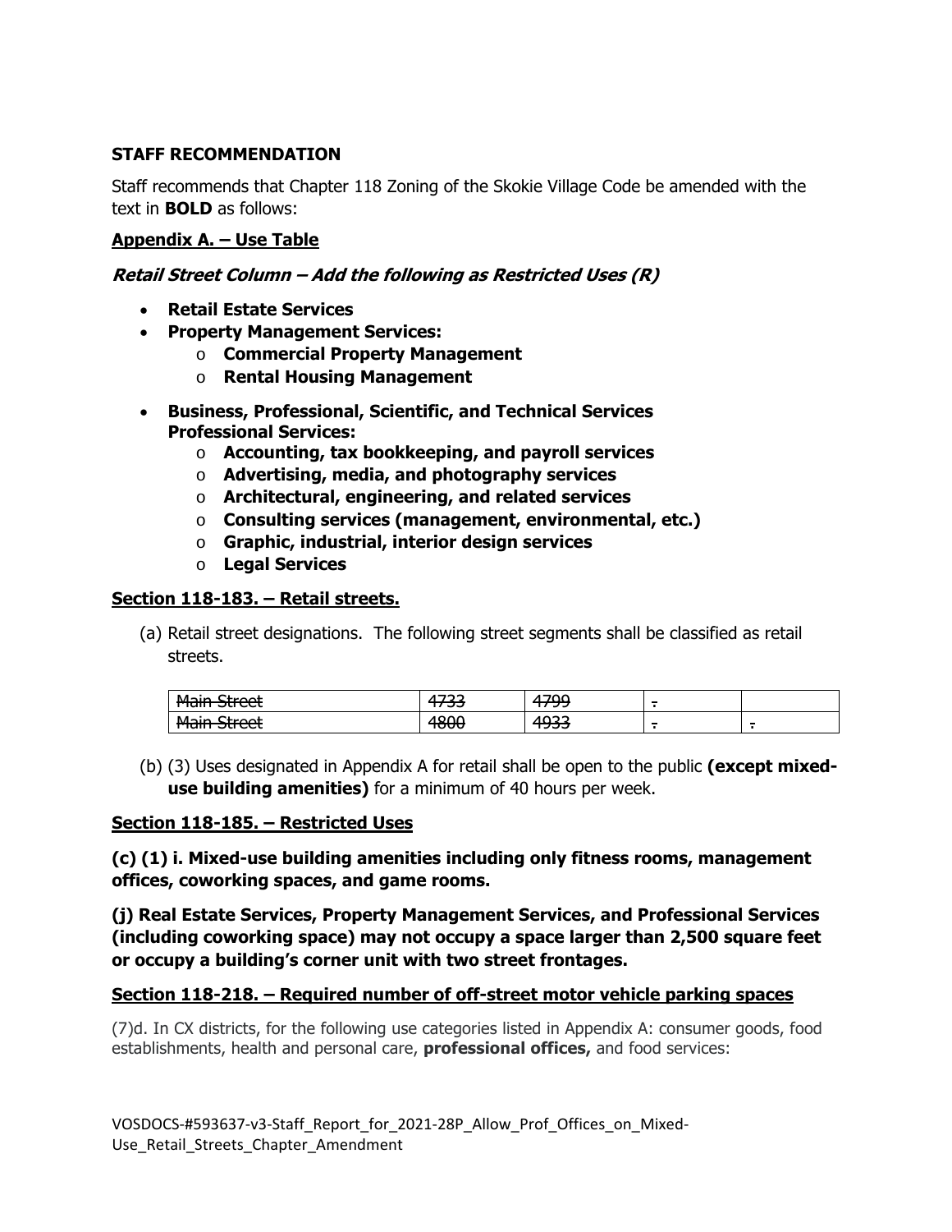## STAFF RECOMMENDATION

Staff recommends that Chapter 118 Zoning of the Skokie Village Code be amended with the text in **BOLD** as follows:

**Appendix A. – Use Table**

***Retail Street Column – Add the following as Restricted Uses (R)***

- **Retail Estate Services**
- **Property Management Services:**
  - **Commercial Property Management**
  - **Rental Housing Management**
- **Business, Professional, Scientific, and Technical Services Professional Services:**
  - **Accounting, tax bookkeeping, and payroll services**
  - **Advertising, media, and photography services**
  - **Architectural, engineering, and related services**
  - **Consulting services (management, environmental, etc.)**
  - **Graphic, industrial, interior design services**
  - **Legal Services**

**Section 118-183. – Retail streets.**

(a) Retail street designations. The following street segments shall be classified as retail streets.

| ~~Main Street~~ | ~~4733~~ | ~~4799~~ | ~~-~~ | |
|---|---|---|---|---|
| ~~Main Street~~ | ~~4800~~ | ~~4933~~ | ~~-~~ | ~~-~~ |

(b) (3) Uses designated in Appendix A for retail shall be open to the public **(except mixed-use building amenities)** for a minimum of 40 hours per week.

**Section 118-185. – Restricted Uses**

**(c) (1) i. Mixed-use building amenities including only fitness rooms, management offices, coworking spaces, and game rooms.**

**(j) Real Estate Services, Property Management Services, and Professional Services (including coworking space) may not occupy a space larger than 2,500 square feet or occupy a building's corner unit with two street frontages.**

**Section 118-218. – Required number of off-street motor vehicle parking spaces**

(7)d. In CX districts, for the following use categories listed in Appendix A: consumer goods, food establishments, health and personal care, **professional offices,** and food services: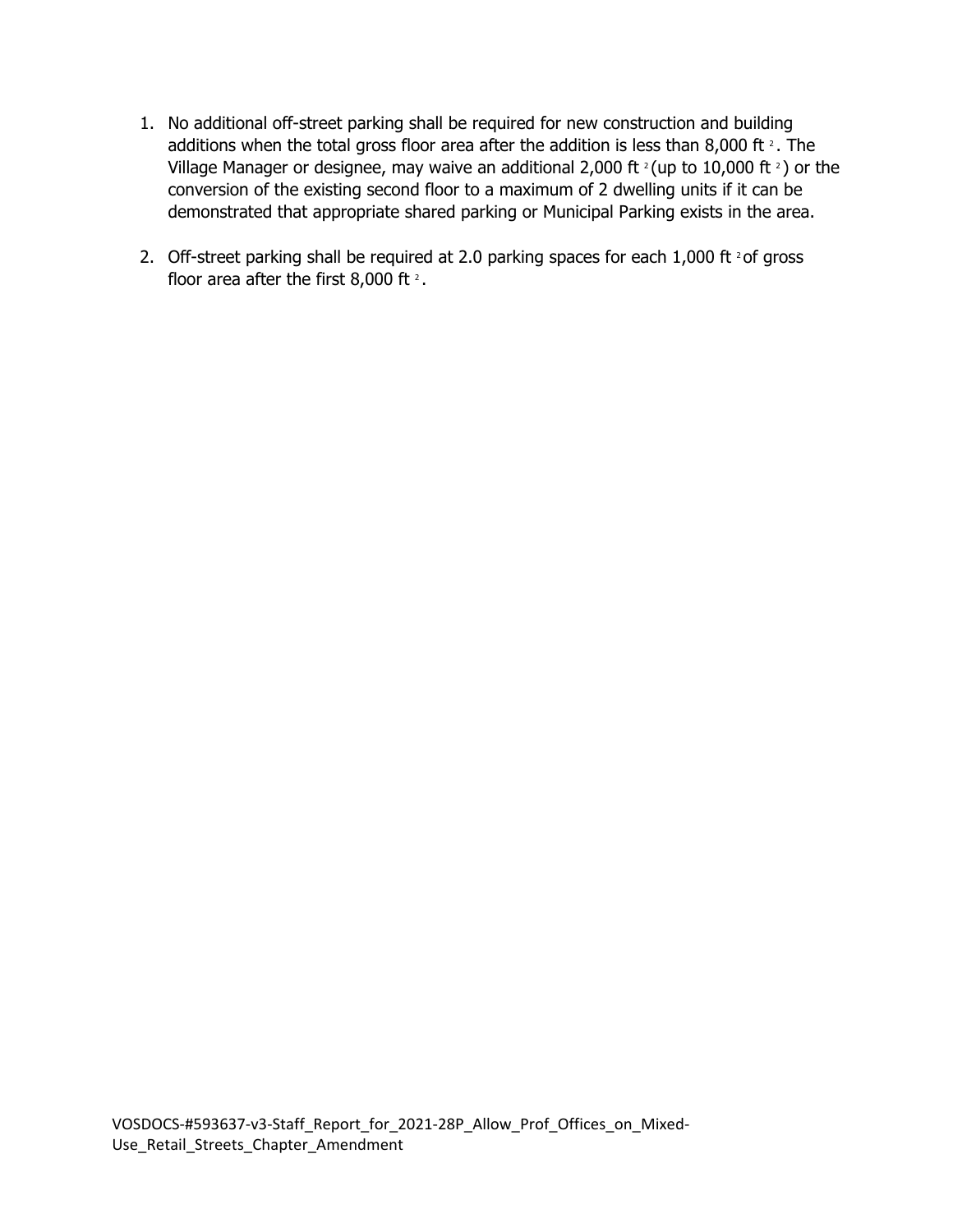1. No additional off-street parking shall be required for new construction and building additions when the total gross floor area after the addition is less than 8,000 $ft^2$. The Village Manager or designee, may waive an additional 2,000 $ft^2$ (up to 10,000 $ft^2$) or the conversion of the existing second floor to a maximum of 2 dwelling units if it can be demonstrated that appropriate shared parking or Municipal Parking exists in the area.

2. Off-street parking shall be required at 2.0 parking spaces for each 1,000 $ft^2$ of gross floor area after the first 8,000 $ft^2$.